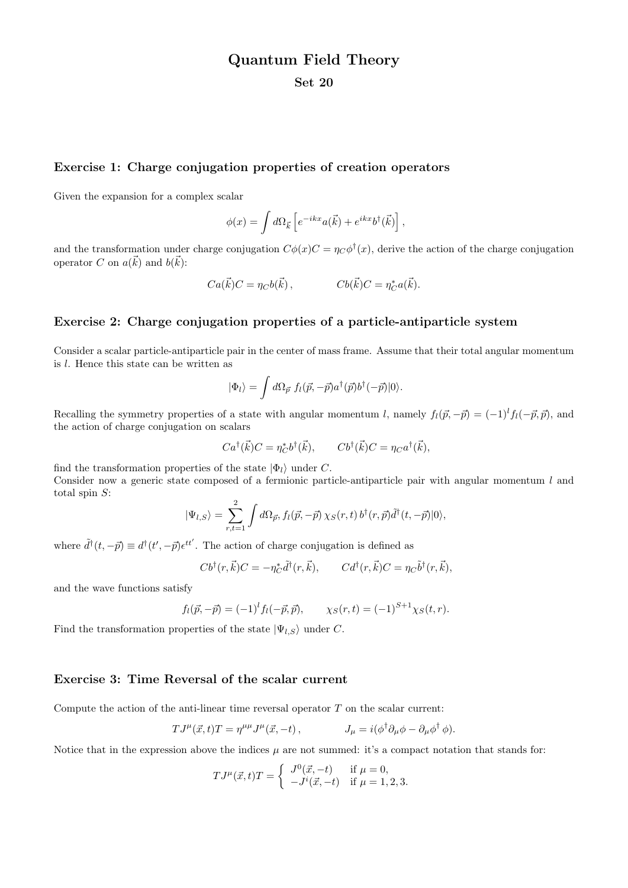# Quantum Field Theory

## Set 20

### Exercise 1: Charge conjugation properties of creation operators

Given the expansion for a complex scalar

$$\phi(x) = \int d\Omega_{\vec{k}} \left[ e^{-ikx} a(\vec{k}) + e^{ikx} b^\dagger(\vec{k}) \right],$$

and the transformation under charge conjugation $C\phi(x)C = \eta_C \phi^\dagger(x)$, derive the action of the charge conjugation operator $C$ on $a(\vec{k})$ and $b(\vec{k})$:

$$Ca(\vec{k})C = \eta_C b(\vec{k}), \qquad Cb(\vec{k})C = \eta_C^* a(\vec{k}).$$

### Exercise 2: Charge conjugation properties of a particle-antiparticle system

Consider a scalar particle-antiparticle pair in the center of mass frame. Assume that their total angular momentum is $l$. Hence this state can be written as

$$|\Phi_l\rangle = \int d\Omega_{\vec{p}}\ f_l(\vec{p}, -\vec{p}) a^\dagger(\vec{p}) b^\dagger(-\vec{p})|0\rangle.$$

Recalling the symmetry properties of a state with angular momentum $l$, namely $f_l(\vec{p}, -\vec{p}) = (-1)^l f_l(-\vec{p}, \vec{p})$, and the action of charge conjugation on scalars

$$Ca^\dagger(\vec{k})C = \eta_C^* b^\dagger(\vec{k}), \qquad Cb^\dagger(\vec{k})C = \eta_C a^\dagger(\vec{k}),$$

find the transformation properties of the state $|\Phi_l\rangle$ under $C$.

Consider now a generic state composed of a fermionic particle-antiparticle pair with angular momentum $l$ and total spin $S$:

$$|\Psi_{l,S}\rangle = \sum_{r,t=1}^{2} \int d\Omega_{\vec{p}}, f_l(\vec{p}, -\vec{p})\, \chi_S(r,t)\, b^\dagger(r, \vec{p}) \tilde{d}^\dagger(t, -\vec{p})|0\rangle,$$

where $\tilde{d}^\dagger(t, -\vec{p}) \equiv d^\dagger(t', -\vec{p})\epsilon^{tt'}$. The action of charge conjugation is defined as

$$Cb^\dagger(r, \vec{k})C = -\eta_C^* \tilde{d}^\dagger(r, \vec{k}), \qquad Cd^\dagger(r, \vec{k})C = \eta_C \tilde{b}^\dagger(r, \vec{k}),$$

and the wave functions satisfy

$$f_l(\vec{p}, -\vec{p}) = (-1)^l f_l(-\vec{p}, \vec{p}), \qquad \chi_S(r,t) = (-1)^{S+1}\chi_S(t,r).$$

Find the transformation properties of the state $|\Psi_{l,S}\rangle$ under $C$.

### Exercise 3: Time Reversal of the scalar current

Compute the action of the anti-linear time reversal operator $T$ on the scalar current:

$$TJ^\mu(\vec{x}, t)T = \eta^{\mu\mu} J^\mu(\vec{x}, -t), \qquad J_\mu = i(\phi^\dagger \partial_\mu \phi - \partial_\mu \phi^\dagger\, \phi).$$

Notice that in the expression above the indices $\mu$ are not summed: it's a compact notation that stands for:

$$TJ^\mu(\vec{x}, t)T = \begin{cases} J^0(\vec{x}, -t) & \text{if } \mu = 0, \\ -J^i(\vec{x}, -t) & \text{if } \mu = 1, 2, 3. \end{cases}$$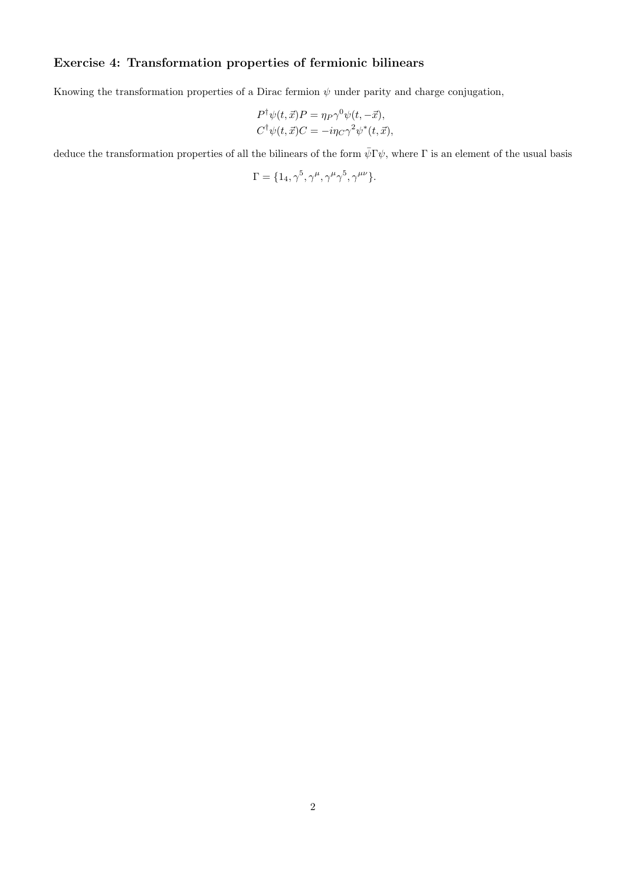### Exercise 4: Transformation properties of fermionic bilinears

Knowing the transformation properties of a Dirac fermion $\psi$ under parity and charge conjugation,

$$
P^{\dagger}\psi(t,\vec{x})P = \eta_P \gamma^0 \psi(t,-\vec{x}),
$$

$$
C^{\dagger}\psi(t,\vec{x})C = -i\eta_C \gamma^2 \psi^*(t,\vec{x}),
$$

deduce the transformation properties of all the bilinears of the form $\bar{\psi}\Gamma\psi$, where $\Gamma$ is an element of the usual basis

$$
\Gamma = \{1_4, \gamma^5, \gamma^\mu, \gamma^\mu\gamma^5, \gamma^{\mu\nu}\}.
$$